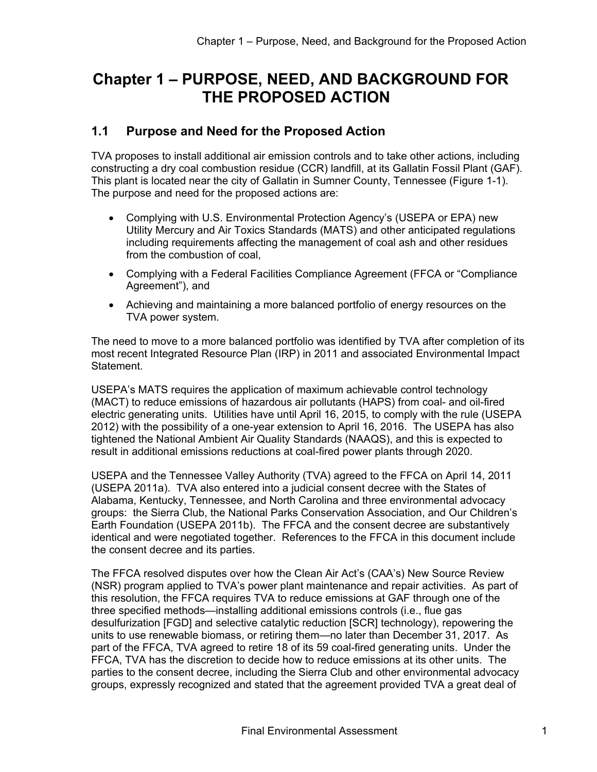# Chapter 1 – PURPOSE, NEED, AND BACKGROUND FOR THE PROPOSED ACTION

## 1.1 Purpose and Need for the Proposed Action

TVA proposes to install additional air emission controls and to take other actions, including constructing a dry coal combustion residue (CCR) landfill, at its Gallatin Fossil Plant (GAF). This plant is located near the city of Gallatin in Sumner County, Tennessee (Figure 1-1). The purpose and need for the proposed actions are:

- Complying with U.S. Environmental Protection Agency's (USEPA or EPA) new Utility Mercury and Air Toxics Standards (MATS) and other anticipated regulations including requirements affecting the management of coal ash and other residues from the combustion of coal,
- Complying with a Federal Facilities Compliance Agreement (FFCA or "Compliance Agreement"), and
- Achieving and maintaining a more balanced portfolio of energy resources on the TVA power system.

The need to move to a more balanced portfolio was identified by TVA after completion of its most recent Integrated Resource Plan (IRP) in 2011 and associated Environmental Impact Statement.

USEPA's MATS requires the application of maximum achievable control technology (MACT) to reduce emissions of hazardous air pollutants (HAPS) from coal- and oil-fired electric generating units. Utilities have until April 16, 2015, to comply with the rule (USEPA 2012) with the possibility of a one-year extension to April 16, 2016. The USEPA has also tightened the National Ambient Air Quality Standards (NAAQS), and this is expected to result in additional emissions reductions at coal-fired power plants through 2020.

USEPA and the Tennessee Valley Authority (TVA) agreed to the FFCA on April 14, 2011 (USEPA 2011a). TVA also entered into a judicial consent decree with the States of Alabama, Kentucky, Tennessee, and North Carolina and three environmental advocacy groups: the Sierra Club, the National Parks Conservation Association, and Our Children's Earth Foundation (USEPA 2011b). The FFCA and the consent decree are substantively identical and were negotiated together. References to the FFCA in this document include the consent decree and its parties.

The FFCA resolved disputes over how the Clean Air Act's (CAA's) New Source Review (NSR) program applied to TVA's power plant maintenance and repair activities. As part of this resolution, the FFCA requires TVA to reduce emissions at GAF through one of the three specified methods—installing additional emissions controls (i.e., flue gas desulfurization [FGD] and selective catalytic reduction [SCR] technology), repowering the units to use renewable biomass, or retiring them—no later than December 31, 2017. As part of the FFCA, TVA agreed to retire 18 of its 59 coal-fired generating units. Under the FFCA, TVA has the discretion to decide how to reduce emissions at its other units. The parties to the consent decree, including the Sierra Club and other environmental advocacy groups, expressly recognized and stated that the agreement provided TVA a great deal of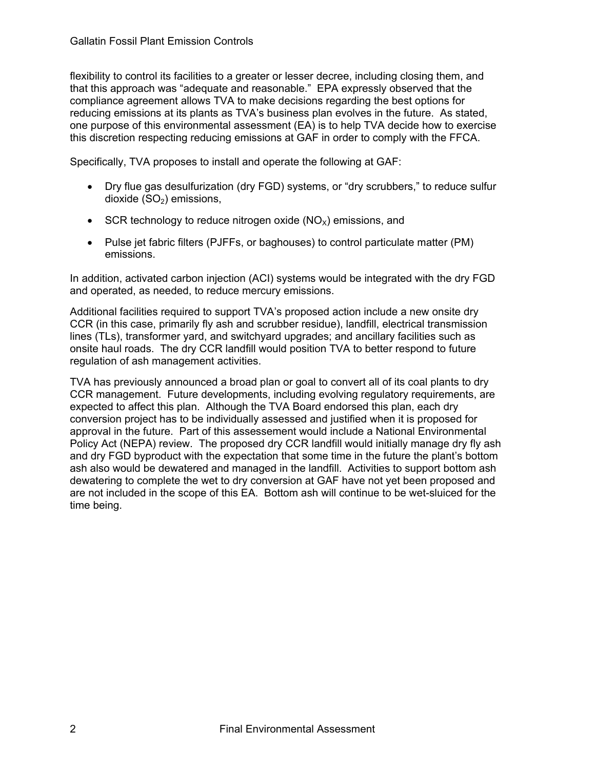flexibility to control its facilities to a greater or lesser decree, including closing them, and that this approach was "adequate and reasonable." EPA expressly observed that the compliance agreement allows TVA to make decisions regarding the best options for reducing emissions at its plants as TVA's business plan evolves in the future. As stated, one purpose of this environmental assessment (EA) is to help TVA decide how to exercise this discretion respecting reducing emissions at GAF in order to comply with the FFCA.

Specifically, TVA proposes to install and operate the following at GAF:

- Dry flue gas desulfurization (dry FGD) systems, or "dry scrubbers," to reduce sulfur dioxide ($SO_2$) emissions,
- SCR technology to reduce nitrogen oxide ($NO_X$) emissions, and
- Pulse jet fabric filters (PJFFs, or baghouses) to control particulate matter (PM) emissions.

In addition, activated carbon injection (ACI) systems would be integrated with the dry FGD and operated, as needed, to reduce mercury emissions.

Additional facilities required to support TVA's proposed action include a new onsite dry CCR (in this case, primarily fly ash and scrubber residue), landfill, electrical transmission lines (TLs), transformer yard, and switchyard upgrades; and ancillary facilities such as onsite haul roads. The dry CCR landfill would position TVA to better respond to future regulation of ash management activities.

TVA has previously announced a broad plan or goal to convert all of its coal plants to dry CCR management. Future developments, including evolving regulatory requirements, are expected to affect this plan. Although the TVA Board endorsed this plan, each dry conversion project has to be individually assessed and justified when it is proposed for approval in the future. Part of this assessement would include a National Environmental Policy Act (NEPA) review. The proposed dry CCR landfill would initially manage dry fly ash and dry FGD byproduct with the expectation that some time in the future the plant's bottom ash also would be dewatered and managed in the landfill. Activities to support bottom ash dewatering to complete the wet to dry conversion at GAF have not yet been proposed and are not included in the scope of this EA. Bottom ash will continue to be wet-sluiced for the time being.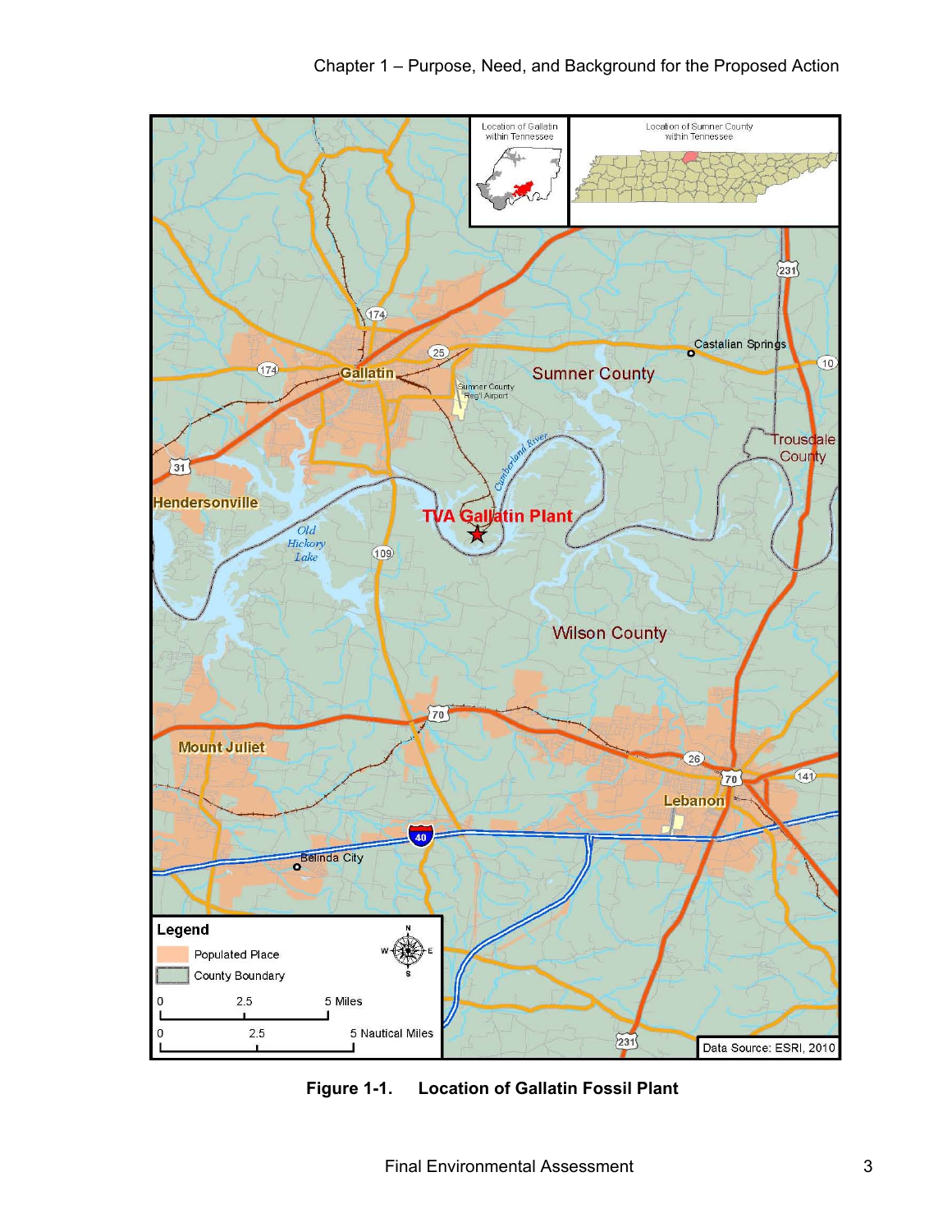**Figure 1-1. Location of Gallatin Fossil Plant**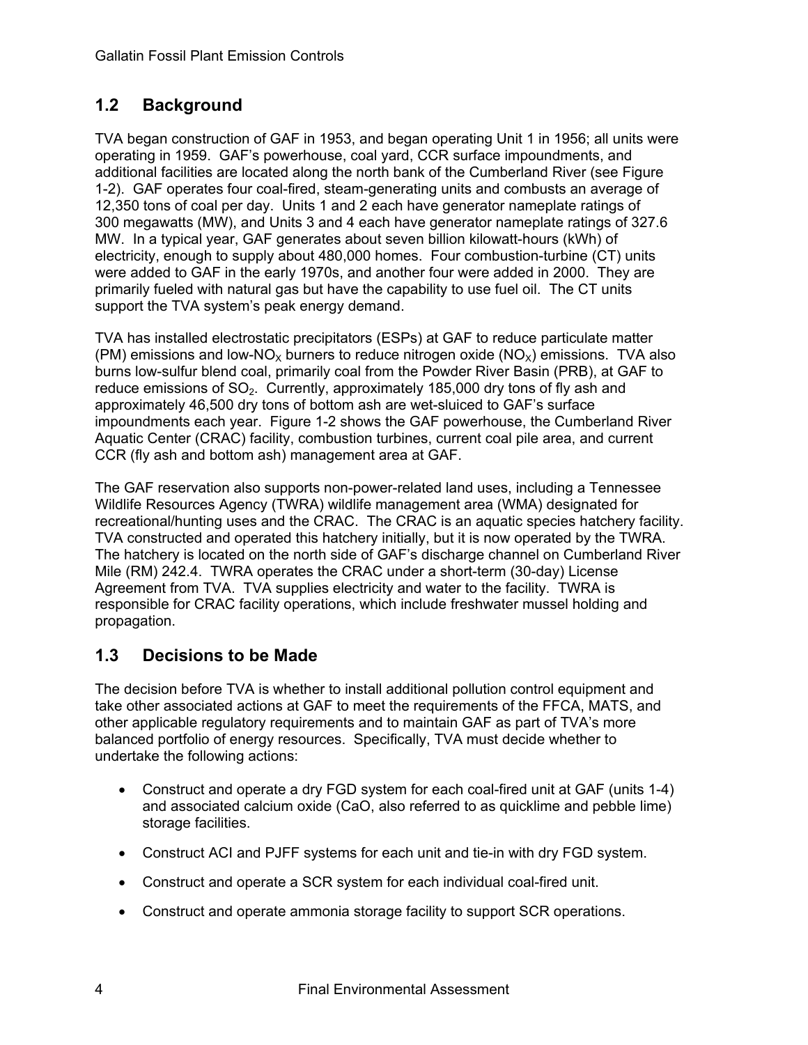## 1.2 Background

TVA began construction of GAF in 1953, and began operating Unit 1 in 1956; all units were operating in 1959. GAF's powerhouse, coal yard, CCR surface impoundments, and additional facilities are located along the north bank of the Cumberland River (see Figure 1-2). GAF operates four coal-fired, steam-generating units and combusts an average of 12,350 tons of coal per day. Units 1 and 2 each have generator nameplate ratings of 300 megawatts (MW), and Units 3 and 4 each have generator nameplate ratings of 327.6 MW. In a typical year, GAF generates about seven billion kilowatt-hours (kWh) of electricity, enough to supply about 480,000 homes. Four combustion-turbine (CT) units were added to GAF in the early 1970s, and another four were added in 2000. They are primarily fueled with natural gas but have the capability to use fuel oil. The CT units support the TVA system's peak energy demand.

TVA has installed electrostatic precipitators (ESPs) at GAF to reduce particulate matter (PM) emissions and low-$NO_X$ burners to reduce nitrogen oxide ($NO_X$) emissions. TVA also burns low-sulfur blend coal, primarily coal from the Powder River Basin (PRB), at GAF to reduce emissions of $SO_2$. Currently, approximately 185,000 dry tons of fly ash and approximately 46,500 dry tons of bottom ash are wet-sluiced to GAF's surface impoundments each year. Figure 1-2 shows the GAF powerhouse, the Cumberland River Aquatic Center (CRAC) facility, combustion turbines, current coal pile area, and current CCR (fly ash and bottom ash) management area at GAF.

The GAF reservation also supports non-power-related land uses, including a Tennessee Wildlife Resources Agency (TWRA) wildlife management area (WMA) designated for recreational/hunting uses and the CRAC. The CRAC is an aquatic species hatchery facility. TVA constructed and operated this hatchery initially, but it is now operated by the TWRA. The hatchery is located on the north side of GAF's discharge channel on Cumberland River Mile (RM) 242.4. TWRA operates the CRAC under a short-term (30-day) License Agreement from TVA. TVA supplies electricity and water to the facility. TWRA is responsible for CRAC facility operations, which include freshwater mussel holding and propagation.

## 1.3 Decisions to be Made

The decision before TVA is whether to install additional pollution control equipment and take other associated actions at GAF to meet the requirements of the FFCA, MATS, and other applicable regulatory requirements and to maintain GAF as part of TVA's more balanced portfolio of energy resources. Specifically, TVA must decide whether to undertake the following actions:

- Construct and operate a dry FGD system for each coal-fired unit at GAF (units 1-4) and associated calcium oxide (CaO, also referred to as quicklime and pebble lime) storage facilities.
- Construct ACI and PJFF systems for each unit and tie-in with dry FGD system.
- Construct and operate a SCR system for each individual coal-fired unit.
- Construct and operate ammonia storage facility to support SCR operations.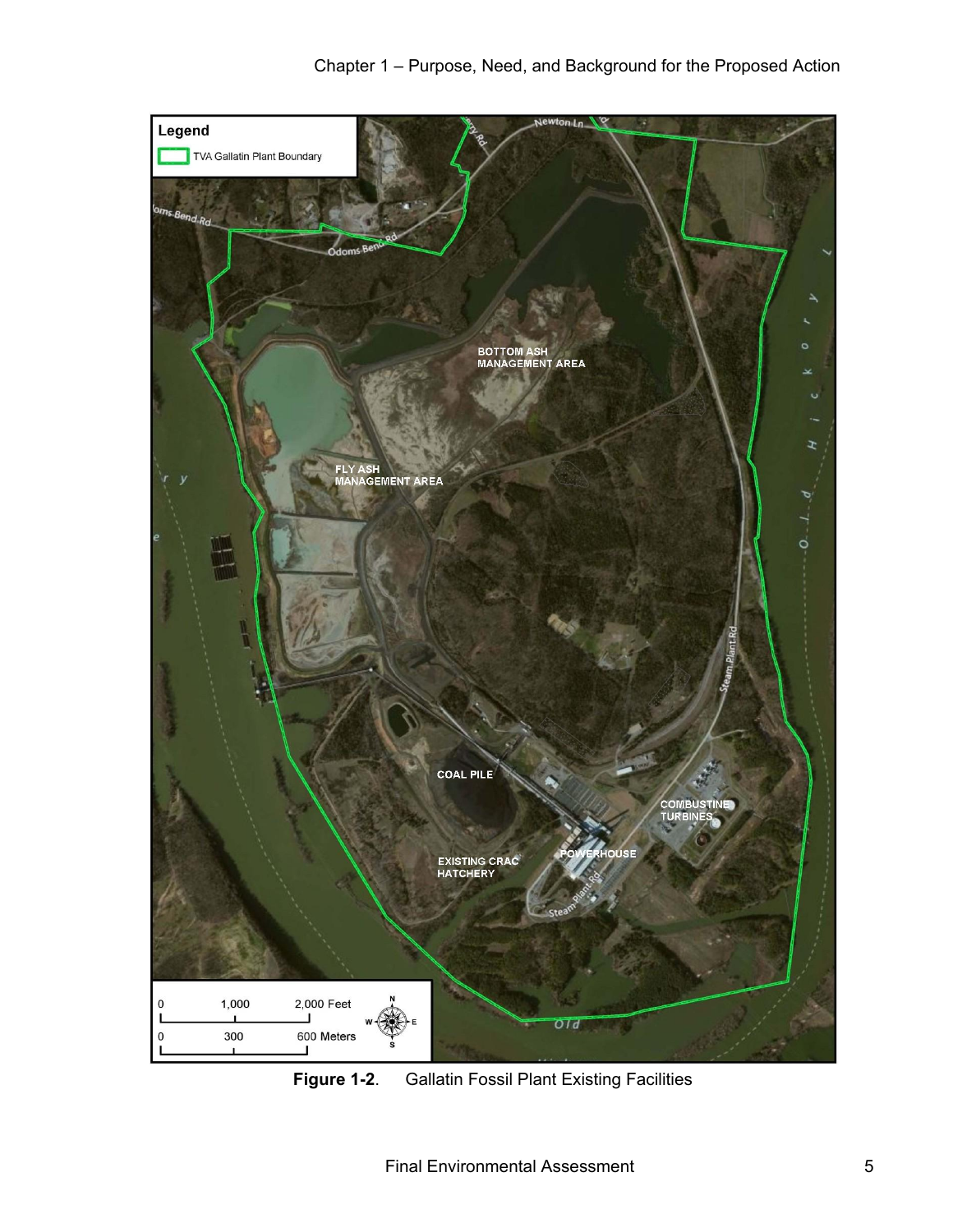**Figure 1-2**. Gallatin Fossil Plant Existing Facilities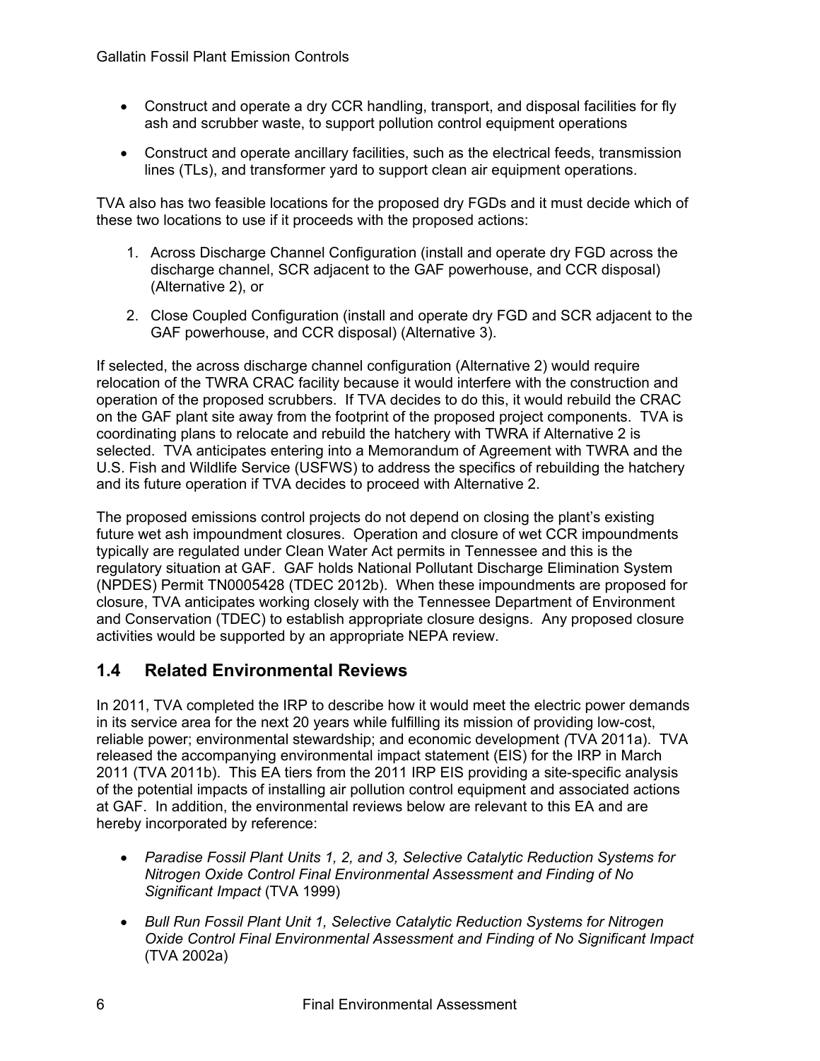- Construct and operate a dry CCR handling, transport, and disposal facilities for fly ash and scrubber waste, to support pollution control equipment operations
- Construct and operate ancillary facilities, such as the electrical feeds, transmission lines (TLs), and transformer yard to support clean air equipment operations.

TVA also has two feasible locations for the proposed dry FGDs and it must decide which of these two locations to use if it proceeds with the proposed actions:

1. Across Discharge Channel Configuration (install and operate dry FGD across the discharge channel, SCR adjacent to the GAF powerhouse, and CCR disposal) (Alternative 2), or
2. Close Coupled Configuration (install and operate dry FGD and SCR adjacent to the GAF powerhouse, and CCR disposal) (Alternative 3).

If selected, the across discharge channel configuration (Alternative 2) would require relocation of the TWRA CRAC facility because it would interfere with the construction and operation of the proposed scrubbers. If TVA decides to do this, it would rebuild the CRAC on the GAF plant site away from the footprint of the proposed project components. TVA is coordinating plans to relocate and rebuild the hatchery with TWRA if Alternative 2 is selected. TVA anticipates entering into a Memorandum of Agreement with TWRA and the U.S. Fish and Wildlife Service (USFWS) to address the specifics of rebuilding the hatchery and its future operation if TVA decides to proceed with Alternative 2.

The proposed emissions control projects do not depend on closing the plant's existing future wet ash impoundment closures. Operation and closure of wet CCR impoundments typically are regulated under Clean Water Act permits in Tennessee and this is the regulatory situation at GAF. GAF holds National Pollutant Discharge Elimination System (NPDES) Permit TN0005428 (TDEC 2012b). When these impoundments are proposed for closure, TVA anticipates working closely with the Tennessee Department of Environment and Conservation (TDEC) to establish appropriate closure designs. Any proposed closure activities would be supported by an appropriate NEPA review.

## 1.4 Related Environmental Reviews

In 2011, TVA completed the IRP to describe how it would meet the electric power demands in its service area for the next 20 years while fulfilling its mission of providing low-cost, reliable power; environmental stewardship; and economic development *(*TVA 2011a). TVA released the accompanying environmental impact statement (EIS) for the IRP in March 2011 (TVA 2011b). This EA tiers from the 2011 IRP EIS providing a site-specific analysis of the potential impacts of installing air pollution control equipment and associated actions at GAF. In addition, the environmental reviews below are relevant to this EA and are hereby incorporated by reference:

- *Paradise Fossil Plant Units 1, 2, and 3, Selective Catalytic Reduction Systems for Nitrogen Oxide Control Final Environmental Assessment and Finding of No Significant Impact* (TVA 1999)
- *Bull Run Fossil Plant Unit 1, Selective Catalytic Reduction Systems for Nitrogen Oxide Control Final Environmental Assessment and Finding of No Significant Impact* (TVA 2002a)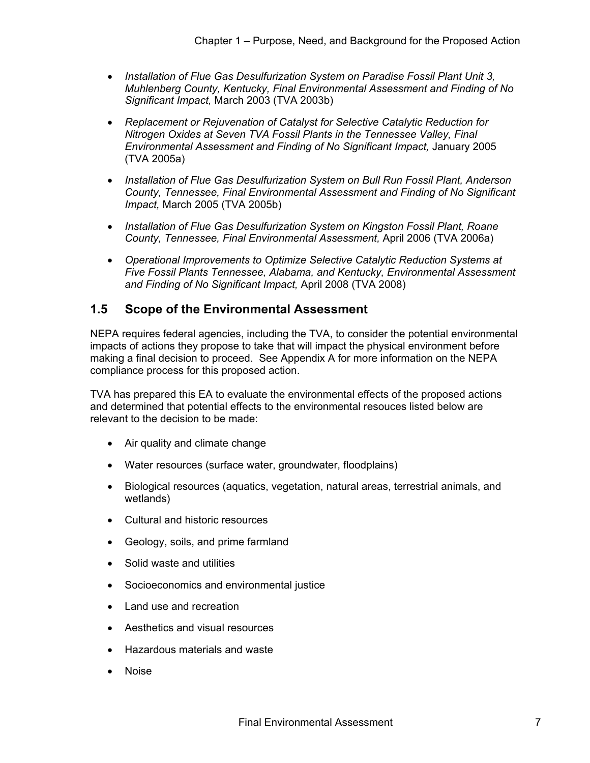- *Installation of Flue Gas Desulfurization System on Paradise Fossil Plant Unit 3, Muhlenberg County, Kentucky, Final Environmental Assessment and Finding of No Significant Impact,* March 2003 (TVA 2003b)
- *Replacement or Rejuvenation of Catalyst for Selective Catalytic Reduction for Nitrogen Oxides at Seven TVA Fossil Plants in the Tennessee Valley, Final Environmental Assessment and Finding of No Significant Impact,* January 2005 (TVA 2005a)
- *Installation of Flue Gas Desulfurization System on Bull Run Fossil Plant, Anderson County, Tennessee, Final Environmental Assessment and Finding of No Significant Impact,* March 2005 (TVA 2005b)
- *Installation of Flue Gas Desulfurization System on Kingston Fossil Plant, Roane County, Tennessee, Final Environmental Assessment,* April 2006 (TVA 2006a)
- *Operational Improvements to Optimize Selective Catalytic Reduction Systems at Five Fossil Plants Tennessee, Alabama, and Kentucky, Environmental Assessment and Finding of No Significant Impact,* April 2008 (TVA 2008)

## 1.5 Scope of the Environmental Assessment

NEPA requires federal agencies, including the TVA, to consider the potential environmental impacts of actions they propose to take that will impact the physical environment before making a final decision to proceed. See Appendix A for more information on the NEPA compliance process for this proposed action.

TVA has prepared this EA to evaluate the environmental effects of the proposed actions and determined that potential effects to the environmental resouces listed below are relevant to the decision to be made:

- Air quality and climate change
- Water resources (surface water, groundwater, floodplains)
- Biological resources (aquatics, vegetation, natural areas, terrestrial animals, and wetlands)
- Cultural and historic resources
- Geology, soils, and prime farmland
- Solid waste and utilities
- Socioeconomics and environmental justice
- Land use and recreation
- Aesthetics and visual resources
- Hazardous materials and waste
- Noise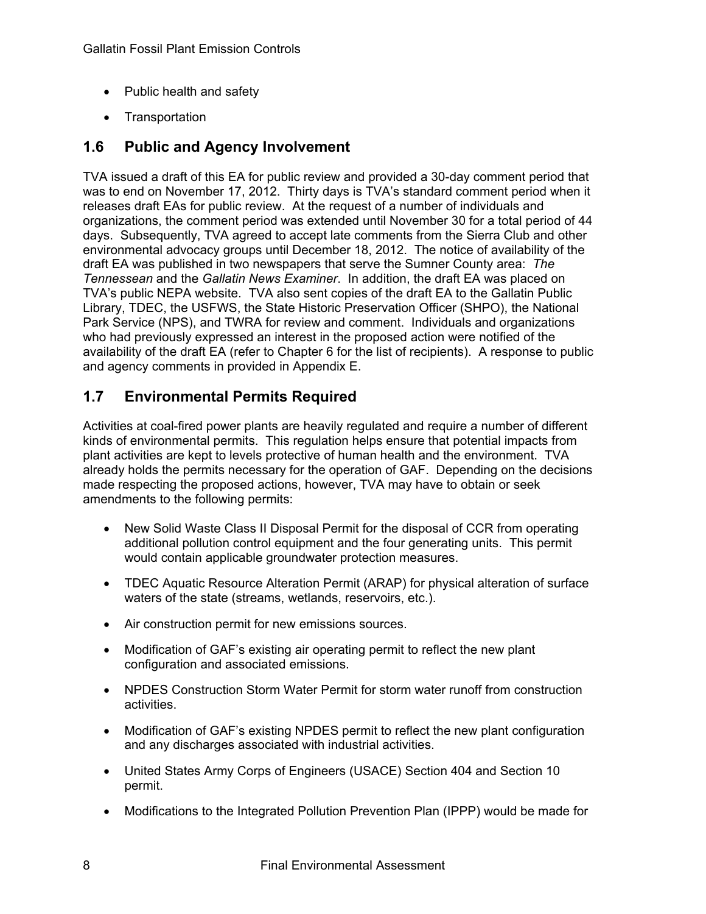- Public health and safety
- Transportation

## 1.6 Public and Agency Involvement

TVA issued a draft of this EA for public review and provided a 30-day comment period that was to end on November 17, 2012. Thirty days is TVA's standard comment period when it releases draft EAs for public review. At the request of a number of individuals and organizations, the comment period was extended until November 30 for a total period of 44 days. Subsequently, TVA agreed to accept late comments from the Sierra Club and other environmental advocacy groups until December 18, 2012. The notice of availability of the draft EA was published in two newspapers that serve the Sumner County area: *The Tennessean* and the *Gallatin News Examiner*. In addition, the draft EA was placed on TVA's public NEPA website. TVA also sent copies of the draft EA to the Gallatin Public Library, TDEC, the USFWS, the State Historic Preservation Officer (SHPO), the National Park Service (NPS), and TWRA for review and comment. Individuals and organizations who had previously expressed an interest in the proposed action were notified of the availability of the draft EA (refer to Chapter 6 for the list of recipients). A response to public and agency comments in provided in Appendix E.

## 1.7 Environmental Permits Required

Activities at coal-fired power plants are heavily regulated and require a number of different kinds of environmental permits. This regulation helps ensure that potential impacts from plant activities are kept to levels protective of human health and the environment. TVA already holds the permits necessary for the operation of GAF. Depending on the decisions made respecting the proposed actions, however, TVA may have to obtain or seek amendments to the following permits:

- New Solid Waste Class II Disposal Permit for the disposal of CCR from operating additional pollution control equipment and the four generating units. This permit would contain applicable groundwater protection measures.
- TDEC Aquatic Resource Alteration Permit (ARAP) for physical alteration of surface waters of the state (streams, wetlands, reservoirs, etc.).
- Air construction permit for new emissions sources.
- Modification of GAF's existing air operating permit to reflect the new plant configuration and associated emissions.
- NPDES Construction Storm Water Permit for storm water runoff from construction activities.
- Modification of GAF's existing NPDES permit to reflect the new plant configuration and any discharges associated with industrial activities.
- United States Army Corps of Engineers (USACE) Section 404 and Section 10 permit.
- Modifications to the Integrated Pollution Prevention Plan (IPPP) would be made for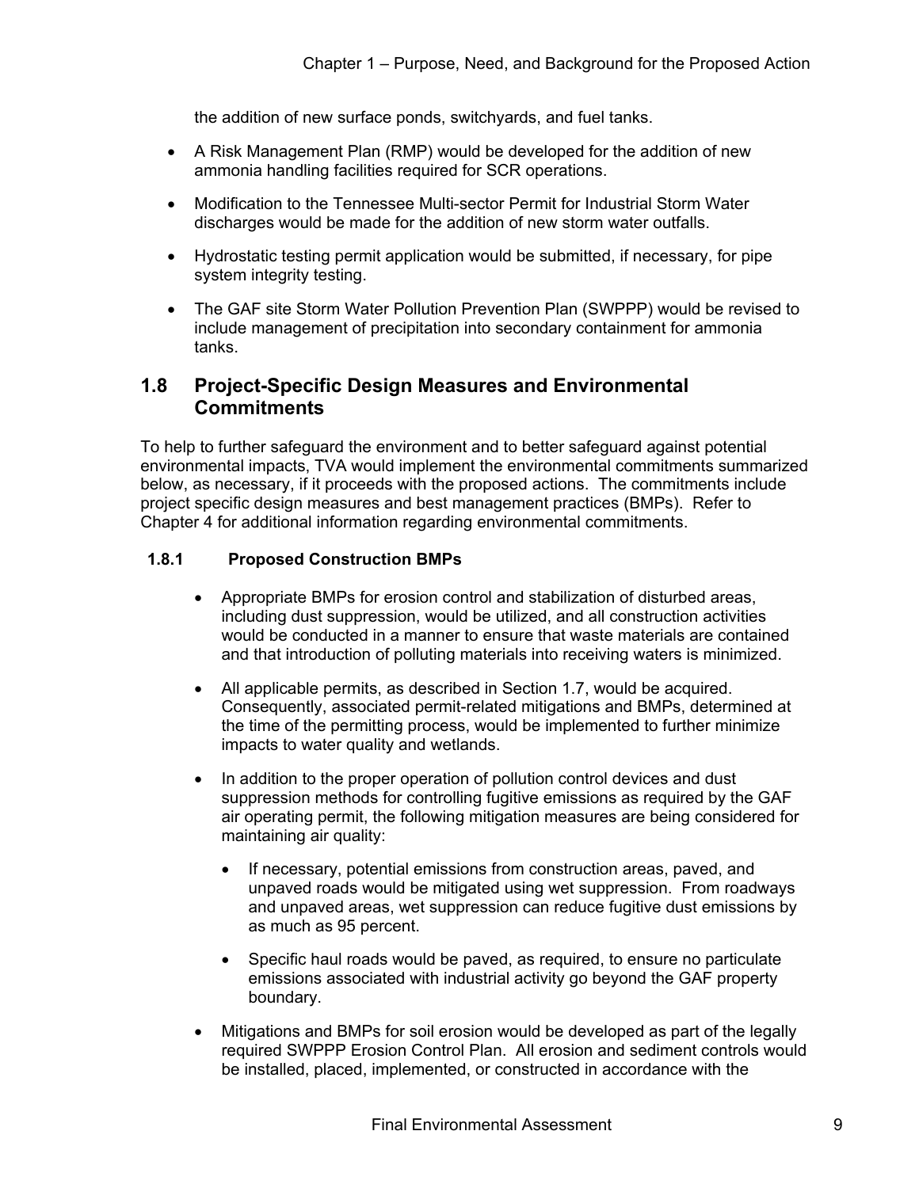the addition of new surface ponds, switchyards, and fuel tanks.

- A Risk Management Plan (RMP) would be developed for the addition of new ammonia handling facilities required for SCR operations.
- Modification to the Tennessee Multi-sector Permit for Industrial Storm Water discharges would be made for the addition of new storm water outfalls.
- Hydrostatic testing permit application would be submitted, if necessary, for pipe system integrity testing.
- The GAF site Storm Water Pollution Prevention Plan (SWPPP) would be revised to include management of precipitation into secondary containment for ammonia tanks.

## 1.8 Project-Specific Design Measures and Environmental Commitments

To help to further safeguard the environment and to better safeguard against potential environmental impacts, TVA would implement the environmental commitments summarized below, as necessary, if it proceeds with the proposed actions. The commitments include project specific design measures and best management practices (BMPs). Refer to Chapter 4 for additional information regarding environmental commitments.

### 1.8.1 Proposed Construction BMPs

- Appropriate BMPs for erosion control and stabilization of disturbed areas, including dust suppression, would be utilized, and all construction activities would be conducted in a manner to ensure that waste materials are contained and that introduction of polluting materials into receiving waters is minimized.
- All applicable permits, as described in Section 1.7, would be acquired. Consequently, associated permit-related mitigations and BMPs, determined at the time of the permitting process, would be implemented to further minimize impacts to water quality and wetlands.
- In addition to the proper operation of pollution control devices and dust suppression methods for controlling fugitive emissions as required by the GAF air operating permit, the following mitigation measures are being considered for maintaining air quality:
    - If necessary, potential emissions from construction areas, paved, and unpaved roads would be mitigated using wet suppression. From roadways and unpaved areas, wet suppression can reduce fugitive dust emissions by as much as 95 percent.
    - Specific haul roads would be paved, as required, to ensure no particulate emissions associated with industrial activity go beyond the GAF property boundary.
- Mitigations and BMPs for soil erosion would be developed as part of the legally required SWPPP Erosion Control Plan. All erosion and sediment controls would be installed, placed, implemented, or constructed in accordance with the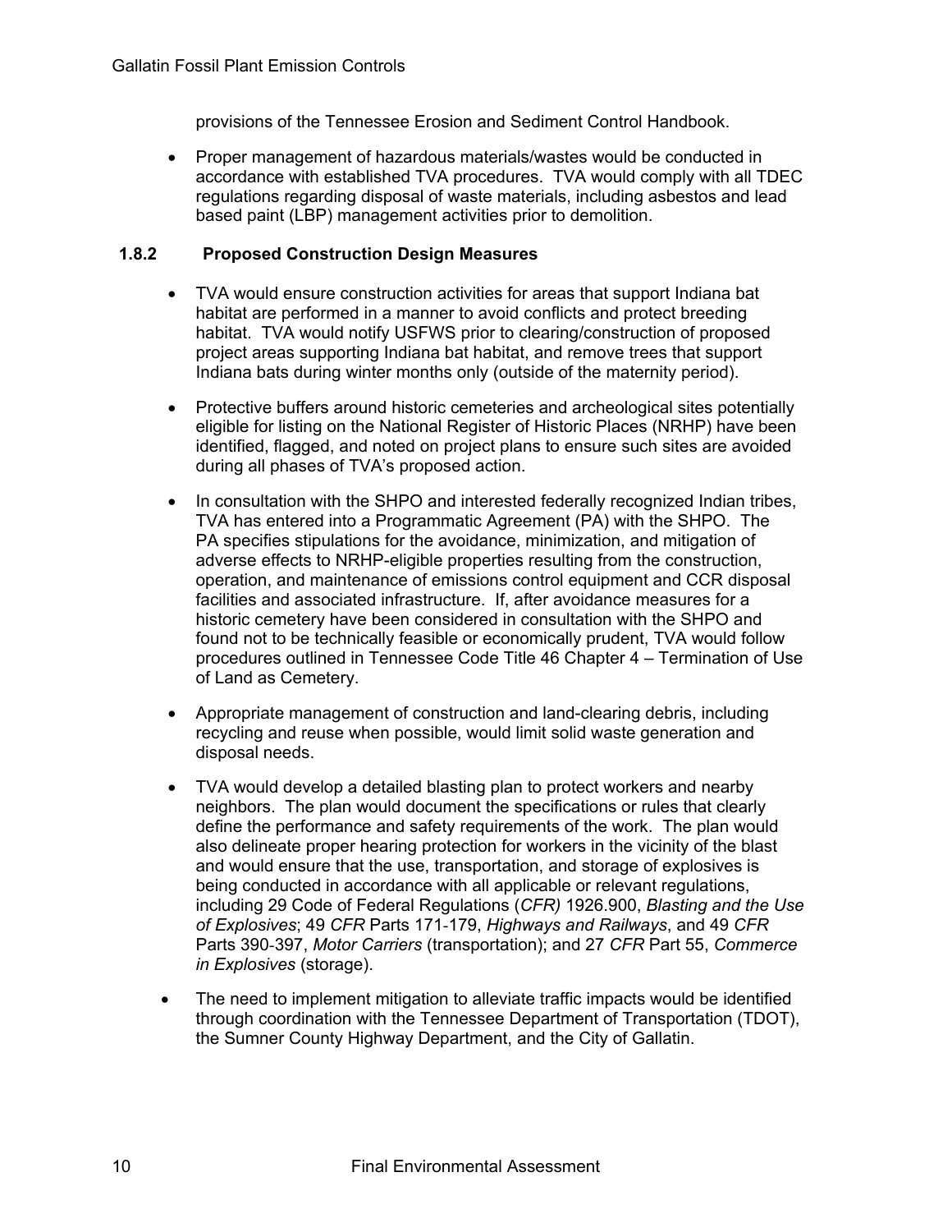provisions of the Tennessee Erosion and Sediment Control Handbook.

- Proper management of hazardous materials/wastes would be conducted in accordance with established TVA procedures. TVA would comply with all TDEC regulations regarding disposal of waste materials, including asbestos and lead based paint (LBP) management activities prior to demolition.

### 1.8.2 Proposed Construction Design Measures

- TVA would ensure construction activities for areas that support Indiana bat habitat are performed in a manner to avoid conflicts and protect breeding habitat. TVA would notify USFWS prior to clearing/construction of proposed project areas supporting Indiana bat habitat, and remove trees that support Indiana bats during winter months only (outside of the maternity period).
- Protective buffers around historic cemeteries and archeological sites potentially eligible for listing on the National Register of Historic Places (NRHP) have been identified, flagged, and noted on project plans to ensure such sites are avoided during all phases of TVA's proposed action.
- In consultation with the SHPO and interested federally recognized Indian tribes, TVA has entered into a Programmatic Agreement (PA) with the SHPO. The PA specifies stipulations for the avoidance, minimization, and mitigation of adverse effects to NRHP-eligible properties resulting from the construction, operation, and maintenance of emissions control equipment and CCR disposal facilities and associated infrastructure. If, after avoidance measures for a historic cemetery have been considered in consultation with the SHPO and found not to be technically feasible or economically prudent, TVA would follow procedures outlined in Tennessee Code Title 46 Chapter 4 – Termination of Use of Land as Cemetery.
- Appropriate management of construction and land-clearing debris, including recycling and reuse when possible, would limit solid waste generation and disposal needs.
- TVA would develop a detailed blasting plan to protect workers and nearby neighbors. The plan would document the specifications or rules that clearly define the performance and safety requirements of the work. The plan would also delineate proper hearing protection for workers in the vicinity of the blast and would ensure that the use, transportation, and storage of explosives is being conducted in accordance with all applicable or relevant regulations, including 29 Code of Federal Regulations (*CFR)* 1926.900, *Blasting and the Use of Explosives*; 49 *CFR* Parts 171-179, *Highways and Railways*, and 49 *CFR* Parts 390-397, *Motor Carriers* (transportation); and 27 *CFR* Part 55, *Commerce in Explosives* (storage).
- The need to implement mitigation to alleviate traffic impacts would be identified through coordination with the Tennessee Department of Transportation (TDOT), the Sumner County Highway Department, and the City of Gallatin.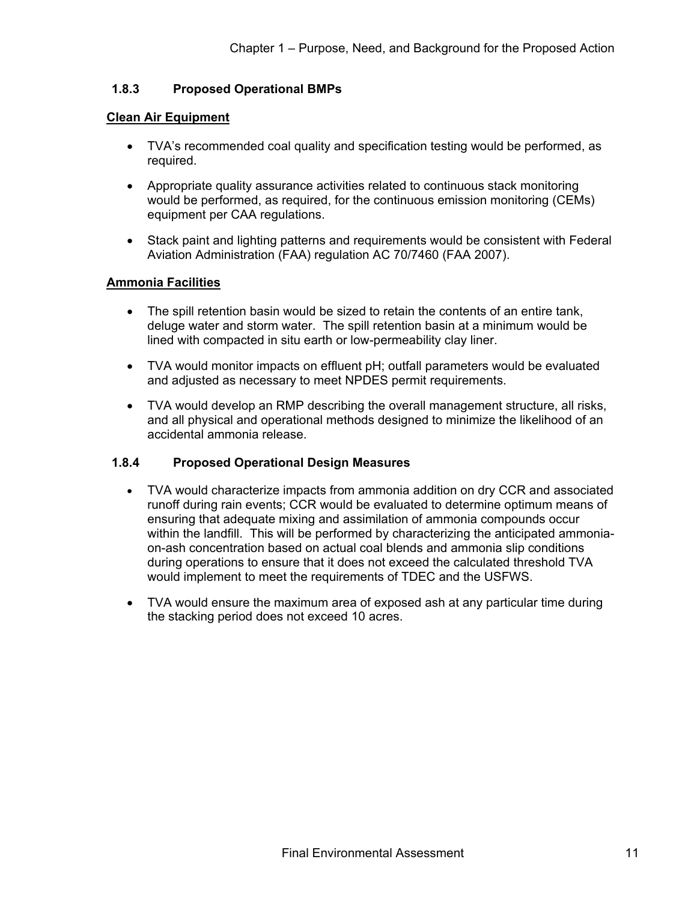### 1.8.3 Proposed Operational BMPs

**Clean Air Equipment**

- TVA's recommended coal quality and specification testing would be performed, as required.
- Appropriate quality assurance activities related to continuous stack monitoring would be performed, as required, for the continuous emission monitoring (CEMs) equipment per CAA regulations.
- Stack paint and lighting patterns and requirements would be consistent with Federal Aviation Administration (FAA) regulation AC 70/7460 (FAA 2007).

**Ammonia Facilities**

- The spill retention basin would be sized to retain the contents of an entire tank, deluge water and storm water. The spill retention basin at a minimum would be lined with compacted in situ earth or low-permeability clay liner.
- TVA would monitor impacts on effluent pH; outfall parameters would be evaluated and adjusted as necessary to meet NPDES permit requirements.
- TVA would develop an RMP describing the overall management structure, all risks, and all physical and operational methods designed to minimize the likelihood of an accidental ammonia release.

### 1.8.4 Proposed Operational Design Measures

- TVA would characterize impacts from ammonia addition on dry CCR and associated runoff during rain events; CCR would be evaluated to determine optimum means of ensuring that adequate mixing and assimilation of ammonia compounds occur within the landfill. This will be performed by characterizing the anticipated ammonia-on-ash concentration based on actual coal blends and ammonia slip conditions during operations to ensure that it does not exceed the calculated threshold TVA would implement to meet the requirements of TDEC and the USFWS.
- TVA would ensure the maximum area of exposed ash at any particular time during the stacking period does not exceed 10 acres.